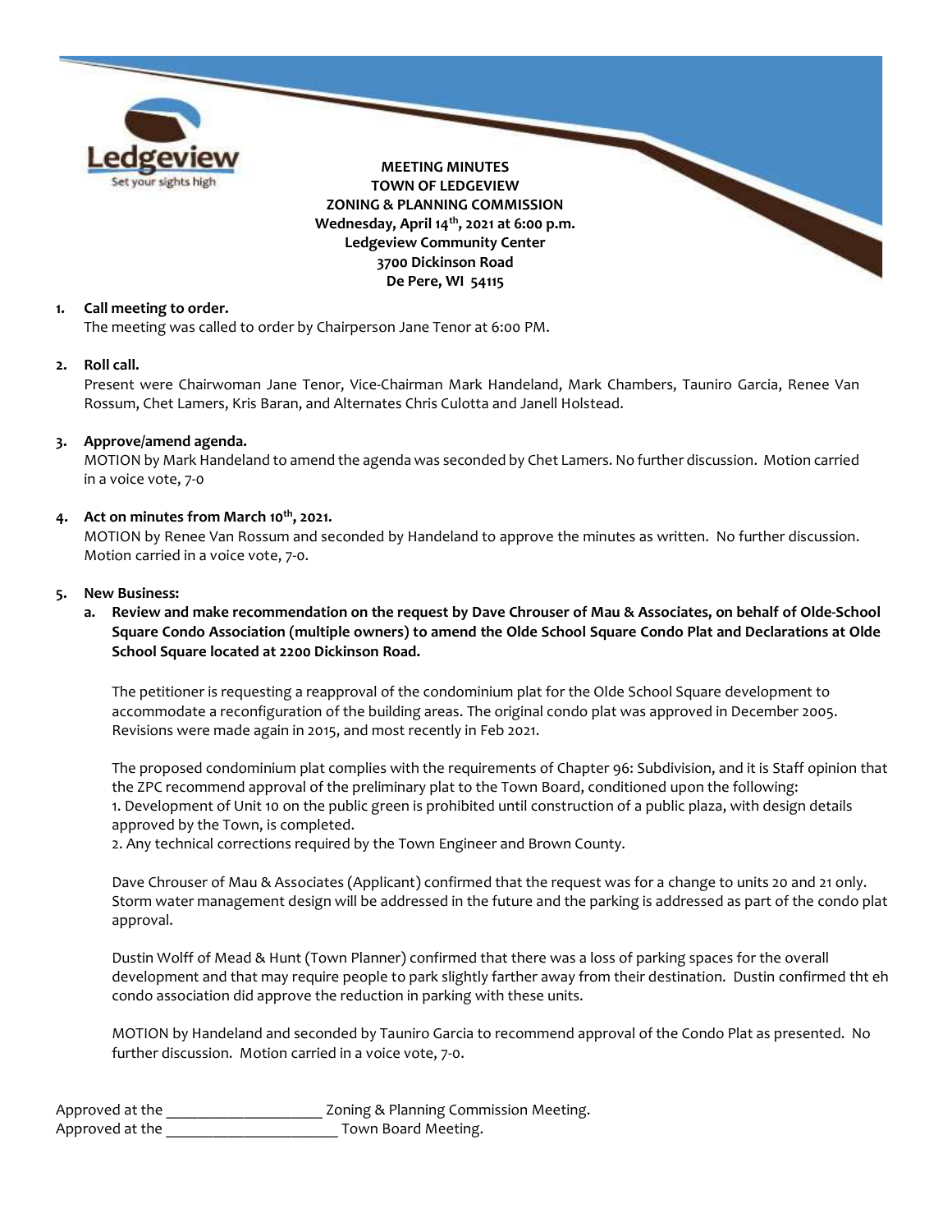**MEETING MINUTES**
**TOWN OF LEDGEVIEW**
**ZONING & PLANNING COMMISSION**
**Wednesday, April 14th, 2021 at 6:00 p.m.**
**Ledgeview Community Center**
**3700 Dickinson Road**
**De Pere, WI 54115**

1. **Call meeting to order.**
   The meeting was called to order by Chairperson Jane Tenor at 6:00 PM.

2. **Roll call.**
   Present were Chairwoman Jane Tenor, Vice-Chairman Mark Handeland, Mark Chambers, Tauniro Garcia, Renee Van Rossum, Chet Lamers, Kris Baran, and Alternates Chris Culotta and Janell Holstead.

3. **Approve/amend agenda.**
   MOTION by Mark Handeland to amend the agenda was seconded by Chet Lamers. No further discussion. Motion carried in a voice vote, 7-0

4. **Act on minutes from March 10th, 2021.**
   MOTION by Renee Van Rossum and seconded by Handeland to approve the minutes as written. No further discussion. Motion carried in a voice vote, 7-0.

5. **New Business:**
   a. **Review and make recommendation on the request by Dave Chrouser of Mau & Associates, on behalf of Olde-School Square Condo Association (multiple owners) to amend the Olde School Square Condo Plat and Declarations at Olde School Square located at 2200 Dickinson Road.**

   The petitioner is requesting a reapproval of the condominium plat for the Olde School Square development to accommodate a reconfiguration of the building areas. The original condo plat was approved in December 2005. Revisions were made again in 2015, and most recently in Feb 2021.

   The proposed condominium plat complies with the requirements of Chapter 96: Subdivision, and it is Staff opinion that the ZPC recommend approval of the preliminary plat to the Town Board, conditioned upon the following:
   1. Development of Unit 10 on the public green is prohibited until construction of a public plaza, with design details approved by the Town, is completed.
   2. Any technical corrections required by the Town Engineer and Brown County.

   Dave Chrouser of Mau & Associates (Applicant) confirmed that the request was for a change to units 20 and 21 only. Storm water management design will be addressed in the future and the parking is addressed as part of the condo plat approval.

   Dustin Wolff of Mead & Hunt (Town Planner) confirmed that there was a loss of parking spaces for the overall development and that may require people to park slightly farther away from their destination. Dustin confirmed tht eh condo association did approve the reduction in parking with these units.

   MOTION by Handeland and seconded by Tauniro Garcia to recommend approval of the Condo Plat as presented. No further discussion. Motion carried in a voice vote, 7-0.

Approved at the ____________________ Zoning & Planning Commission Meeting.
Approved at the ______________________ Town Board Meeting.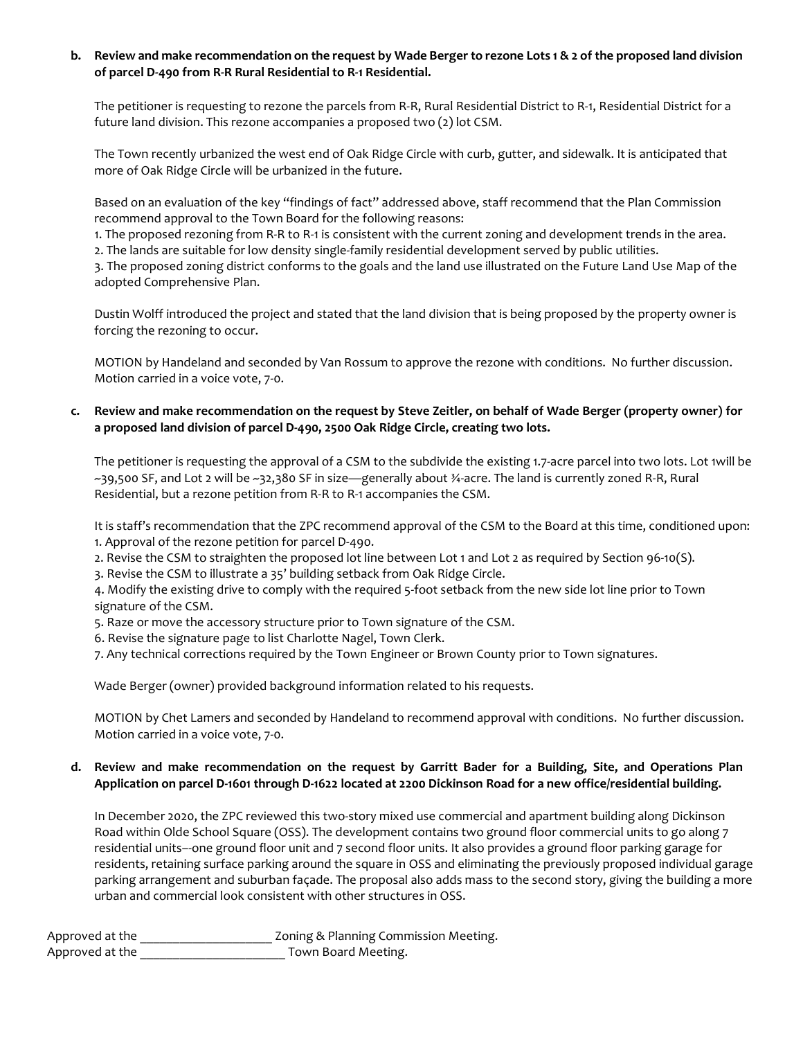**b. Review and make recommendation on the request by Wade Berger to rezone Lots 1 & 2 of the proposed land division of parcel D-490 from R-R Rural Residential to R-1 Residential.**

The petitioner is requesting to rezone the parcels from R-R, Rural Residential District to R-1, Residential District for a future land division. This rezone accompanies a proposed two (2) lot CSM.

The Town recently urbanized the west end of Oak Ridge Circle with curb, gutter, and sidewalk. It is anticipated that more of Oak Ridge Circle will be urbanized in the future.

Based on an evaluation of the key "findings of fact" addressed above, staff recommend that the Plan Commission recommend approval to the Town Board for the following reasons:

1. The proposed rezoning from R-R to R-1 is consistent with the current zoning and development trends in the area.
2. The lands are suitable for low density single-family residential development served by public utilities.
3. The proposed zoning district conforms to the goals and the land use illustrated on the Future Land Use Map of the adopted Comprehensive Plan.

Dustin Wolff introduced the project and stated that the land division that is being proposed by the property owner is forcing the rezoning to occur.

MOTION by Handeland and seconded by Van Rossum to approve the rezone with conditions. No further discussion. Motion carried in a voice vote, 7-0.

**c. Review and make recommendation on the request by Steve Zeitler, on behalf of Wade Berger (property owner) for a proposed land division of parcel D-490, 2500 Oak Ridge Circle, creating two lots.**

The petitioner is requesting the approval of a CSM to the subdivide the existing 1.7-acre parcel into two lots. Lot 1will be ~39,500 SF, and Lot 2 will be ~32,380 SF in size—generally about ¾-acre. The land is currently zoned R-R, Rural Residential, but a rezone petition from R-R to R-1 accompanies the CSM.

It is staff's recommendation that the ZPC recommend approval of the CSM to the Board at this time, conditioned upon:

1. Approval of the rezone petition for parcel D-490.
2. Revise the CSM to straighten the proposed lot line between Lot 1 and Lot 2 as required by Section 96-10(S).
3. Revise the CSM to illustrate a 35' building setback from Oak Ridge Circle.
4. Modify the existing drive to comply with the required 5-foot setback from the new side lot line prior to Town signature of the CSM.
5. Raze or move the accessory structure prior to Town signature of the CSM.
6. Revise the signature page to list Charlotte Nagel, Town Clerk.
7. Any technical corrections required by the Town Engineer or Brown County prior to Town signatures.

Wade Berger (owner) provided background information related to his requests.

MOTION by Chet Lamers and seconded by Handeland to recommend approval with conditions. No further discussion. Motion carried in a voice vote, 7-0.

**d. Review and make recommendation on the request by Garritt Bader for a Building, Site, and Operations Plan Application on parcel D-1601 through D-1622 located at 2200 Dickinson Road for a new office/residential building.**

In December 2020, the ZPC reviewed this two-story mixed use commercial and apartment building along Dickinson Road within Olde School Square (OSS). The development contains two ground floor commercial units to go along 7 residential units–-one ground floor unit and 7 second floor units. It also provides a ground floor parking garage for residents, retaining surface parking around the square in OSS and eliminating the previously proposed individual garage parking arrangement and suburban façade. The proposal also adds mass to the second story, giving the building a more urban and commercial look consistent with other structures in OSS.

Approved at the ____________________ Zoning & Planning Commission Meeting.
Approved at the ______________________ Town Board Meeting.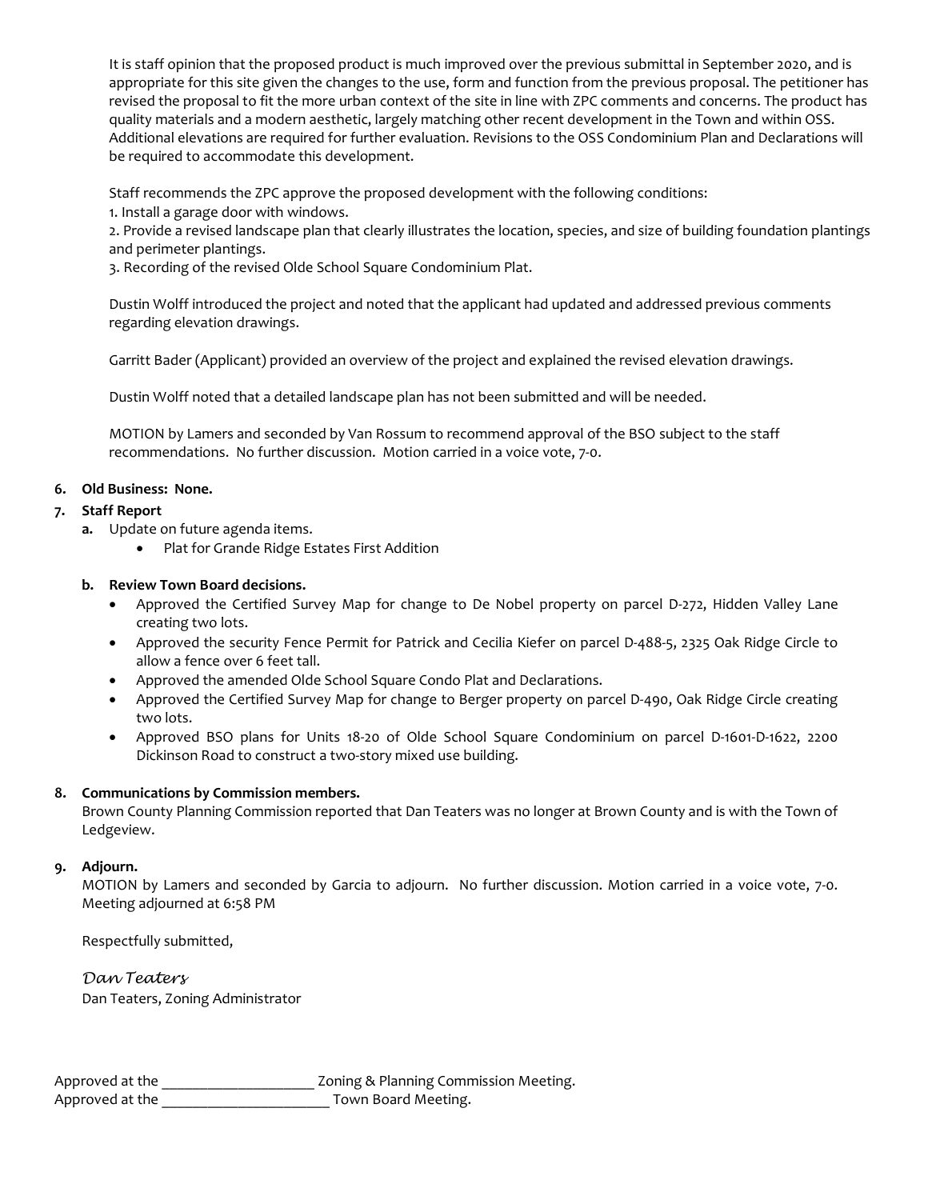It is staff opinion that the proposed product is much improved over the previous submittal in September 2020, and is appropriate for this site given the changes to the use, form and function from the previous proposal. The petitioner has revised the proposal to fit the more urban context of the site in line with ZPC comments and concerns. The product has quality materials and a modern aesthetic, largely matching other recent development in the Town and within OSS. Additional elevations are required for further evaluation. Revisions to the OSS Condominium Plan and Declarations will be required to accommodate this development.

Staff recommends the ZPC approve the proposed development with the following conditions:
1. Install a garage door with windows.
2. Provide a revised landscape plan that clearly illustrates the location, species, and size of building foundation plantings and perimeter plantings.
3. Recording of the revised Olde School Square Condominium Plat.

Dustin Wolff introduced the project and noted that the applicant had updated and addressed previous comments regarding elevation drawings.

Garritt Bader (Applicant) provided an overview of the project and explained the revised elevation drawings.

Dustin Wolff noted that a detailed landscape plan has not been submitted and will be needed.

MOTION by Lamers and seconded by Van Rossum to recommend approval of the BSO subject to the staff recommendations. No further discussion. Motion carried in a voice vote, 7-0.

**6. Old Business: None.**

**7. Staff Report**

**a.** Update on future agenda items.
- Plat for Grande Ridge Estates First Addition

**b. Review Town Board decisions.**
- Approved the Certified Survey Map for change to De Nobel property on parcel D-272, Hidden Valley Lane creating two lots.
- Approved the security Fence Permit for Patrick and Cecilia Kiefer on parcel D-488-5, 2325 Oak Ridge Circle to allow a fence over 6 feet tall.
- Approved the amended Olde School Square Condo Plat and Declarations.
- Approved the Certified Survey Map for change to Berger property on parcel D-490, Oak Ridge Circle creating two lots.
- Approved BSO plans for Units 18-20 of Olde School Square Condominium on parcel D-1601-D-1622, 2200 Dickinson Road to construct a two-story mixed use building.

**8. Communications by Commission members.**

Brown County Planning Commission reported that Dan Teaters was no longer at Brown County and is with the Town of Ledgeview.

**9. Adjourn.**

MOTION by Lamers and seconded by Garcia to adjourn. No further discussion. Motion carried in a voice vote, 7-0. Meeting adjourned at 6:58 PM

Respectfully submitted,

*Dan Teaters*
Dan Teaters, Zoning Administrator

Approved at the ____________________ Zoning & Planning Commission Meeting.
Approved at the ______________________ Town Board Meeting.